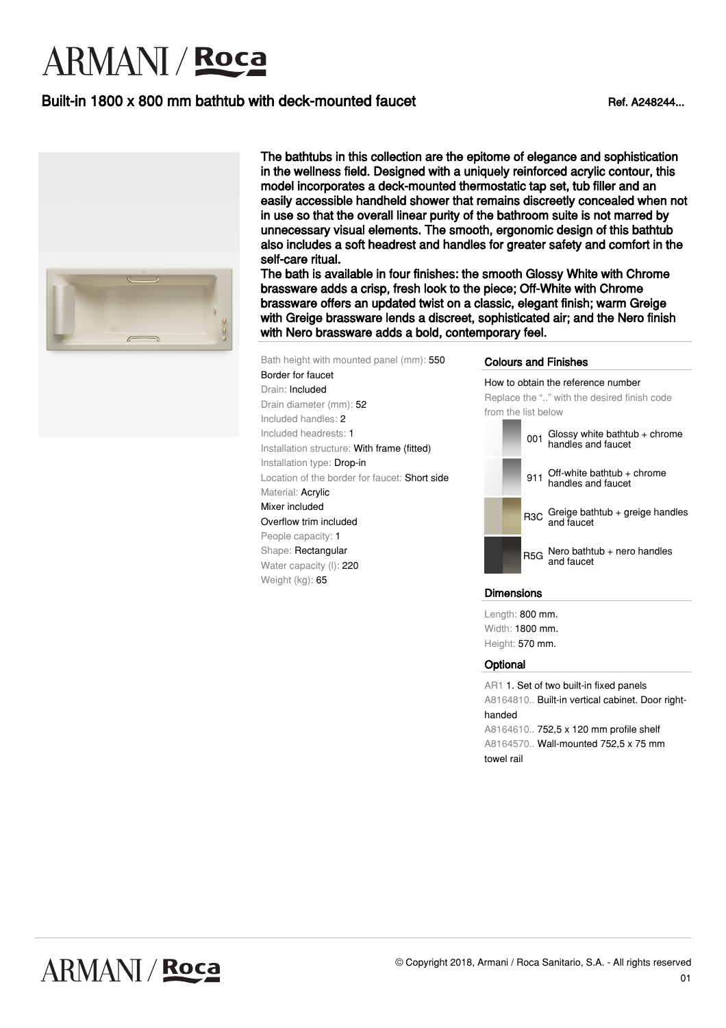# ARMANI / Roca

## Built-in 1800 x 800 mm bathtub with deck-mounted faucet

Ref. A248244...

**The bathtubs in this collection are the epitome of elegance and sophistication in the wellness field. Designed with a uniquely reinforced acrylic contour, this model incorporates a deck-mounted thermostatic tap set, tub filler and an easily accessible handheld shower that remains discreetly concealed when not in use so that the overall linear purity of the bathroom suite is not marred by unnecessary visual elements. The smooth, ergonomic design of this bathtub also includes a soft headrest and handles for greater safety and comfort in the self-care ritual.**
**The bath is available in four finishes: the smooth Glossy White with Chrome brassware adds a crisp, fresh look to the piece; Off-White with Chrome brassware offers an updated twist on a classic, elegant finish; warm Greige with Greige brassware lends a discreet, sophisticated air; and the Nero finish with Nero brassware adds a bold, contemporary feel.**

Bath height with mounted panel (mm): 550
Border for faucet
Drain: Included
Drain diameter (mm): 52
Included handles: 2
Included headrests: 1
Installation structure: With frame (fitted)
Installation type: Drop-in
Location of the border for faucet: Short side
Material: Acrylic
Mixer included
Overflow trim included
People capacity: 1
Shape: Rectangular
Water capacity (l): 220
Weight (kg): 65

### Colours and Finishes

How to obtain the reference number
Replace the ".." with the desired finish code from the list below

| Code | Finish |
|---|---|
| 001 | Glossy white bathtub + chrome handles and faucet |
| 911 | Off-white bathtub + chrome handles and faucet |
| R3C | Greige bathtub + greige handles and faucet |
| R5G | Nero bathtub + nero handles and faucet |

### Dimensions

Length: 800 mm.
Width: 1800 mm.
Height: 570 mm.

### Optional

AR1 1. Set of two built-in fixed panels
A8164810.. Built-in vertical cabinet. Door right-handed
A8164610.. 752,5 x 120 mm profile shelf
A8164570.. Wall-mounted 752,5 x 75 mm towel rail

© Copyright 2018, Armani / Roca Sanitario, S.A. - All rights reserved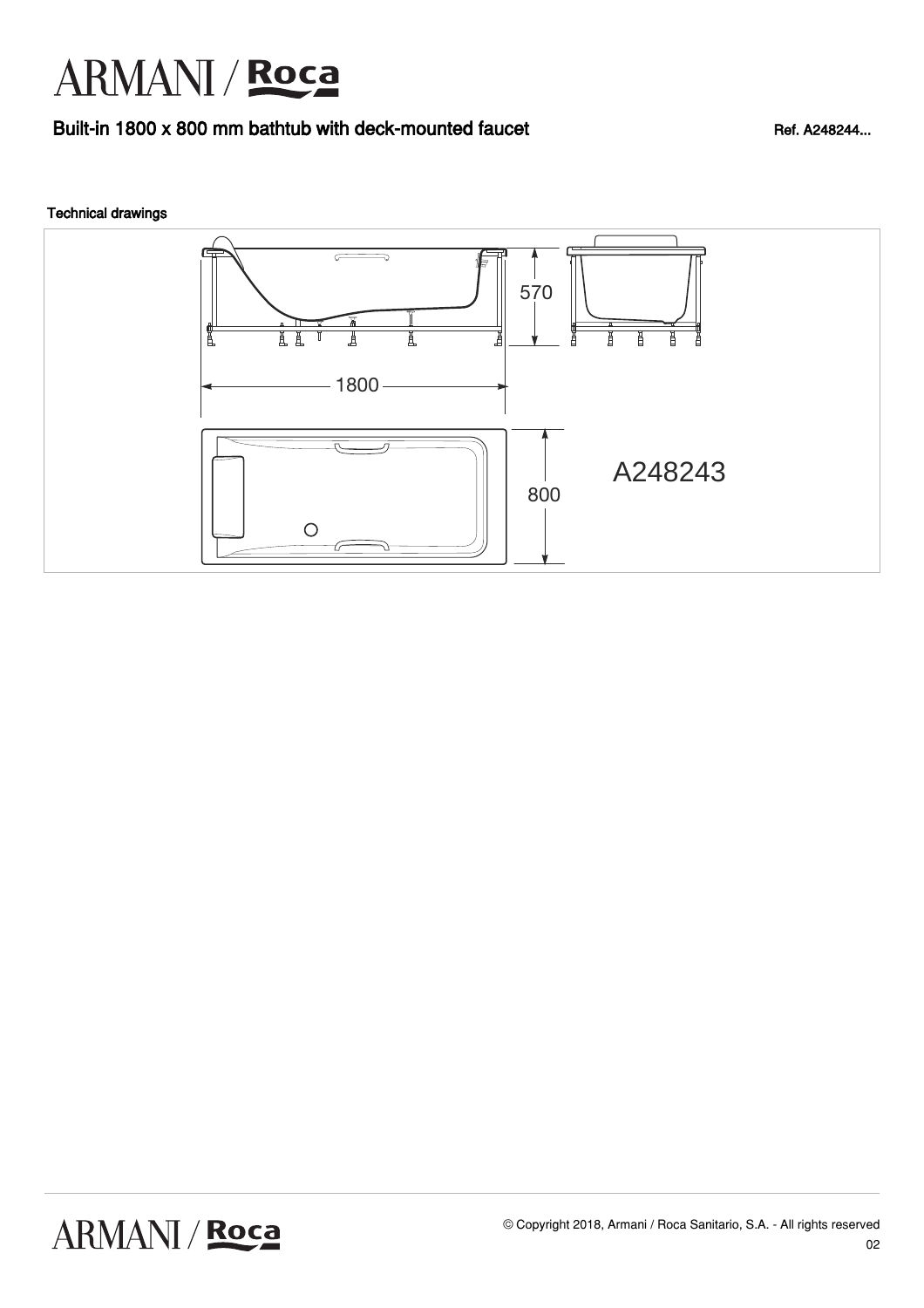# Built-in 1800 x 800 mm bathtub with deck-mounted faucet

Ref. A248244...

## Technical drawings

570

1800

800

A248243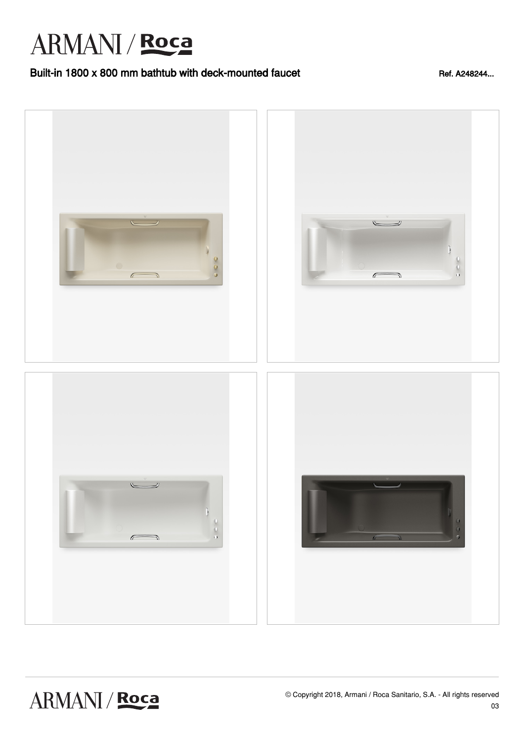# ARMANI / Roca

## Built-in 1800 x 800 mm bathtub with deck-mounted faucet

Ref. A248244...

© Copyright 2018, Armani / Roca Sanitario, S.A. - All rights reserved